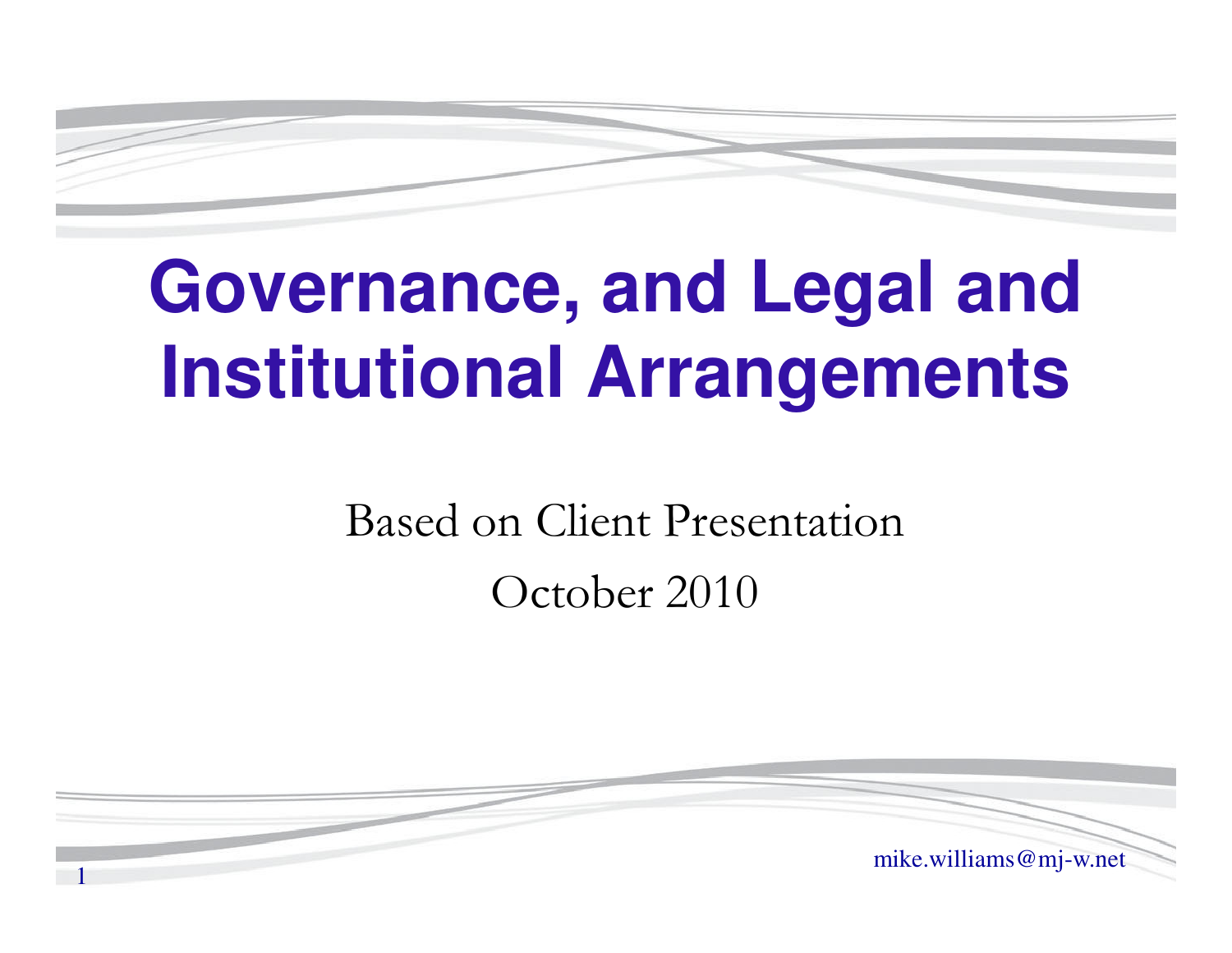# Governance, and Legal and Institutional Arrangements

Based on Client Presentation

October 2010

mike.williams@mj-w.net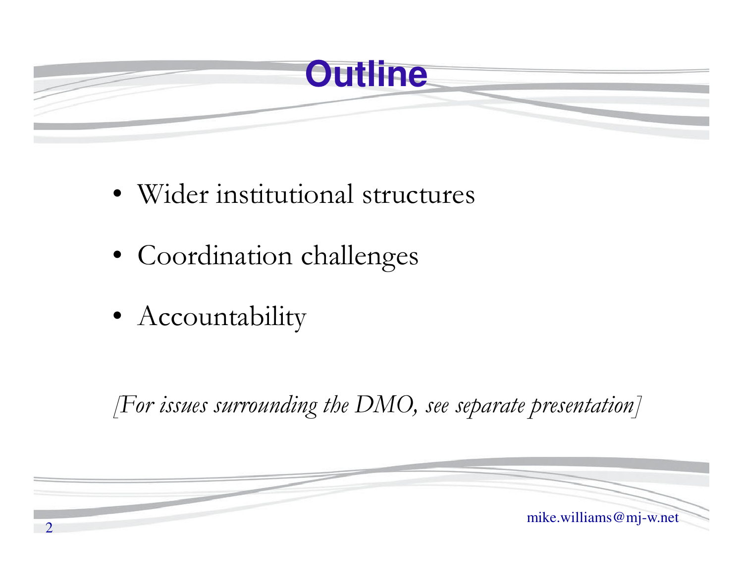# Outline

- Wider institutional structures
- Coordination challenges
- Accountability

*[For issues surrounding the DMO, see separate presentation]*

mike.williams@mj-w.net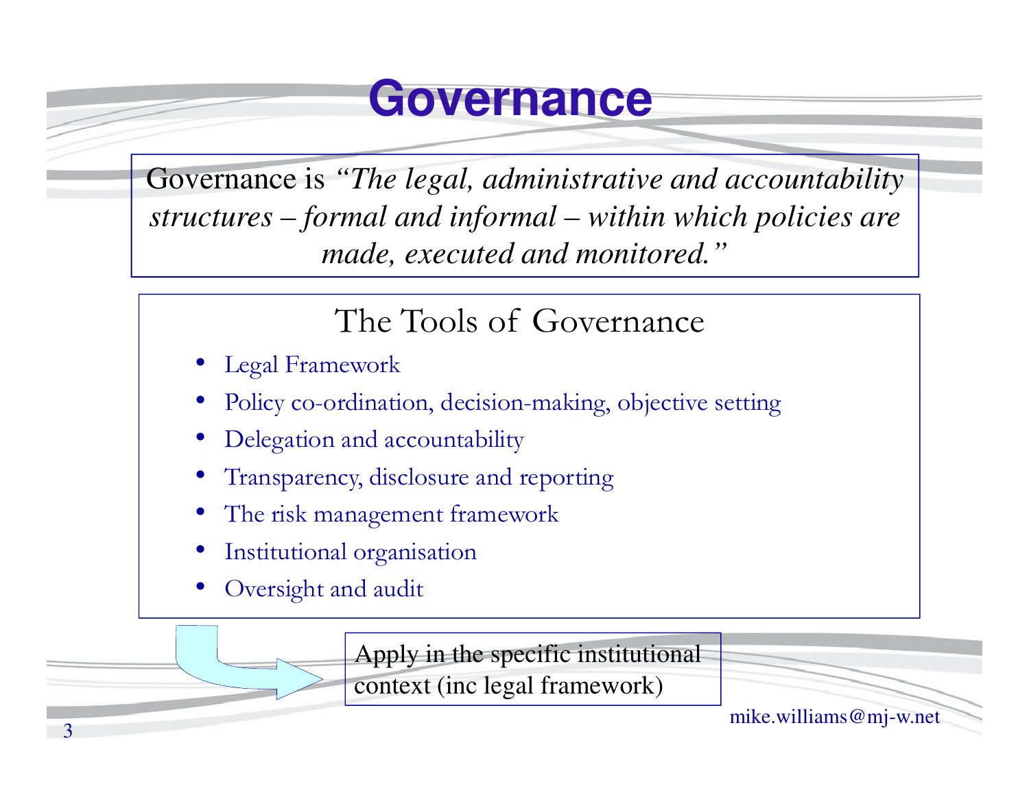# Governance

Governance is *"The legal, administrative and accountability structures – formal and informal – within which policies are made, executed and monitored."*

## The Tools of Governance

- Legal Framework
- Policy co-ordination, decision-making, objective setting
- Delegation and accountability
- Transparency, disclosure and reporting
- The risk management framework
- Institutional organisation
- Oversight and audit

Apply in the specific institutional context (inc legal framework)

mike.williams@mj-w.net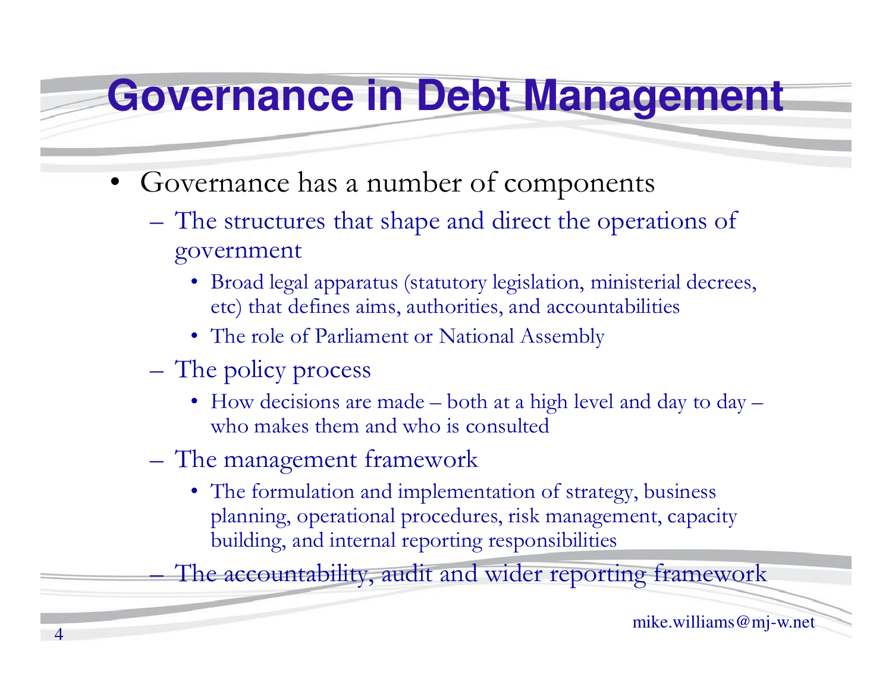# Governance in Debt Management

- Governance has a number of components
  - The structures that shape and direct the operations of government
    - Broad legal apparatus (statutory legislation, ministerial decrees, etc) that defines aims, authorities, and accountabilities
    - The role of Parliament or National Assembly
  - The policy process
    - How decisions are made – both at a high level and day to day – who makes them and who is consulted
  - The management framework
    - The formulation and implementation of strategy, business planning, operational procedures, risk management, capacity building, and internal reporting responsibilities
  - The accountability, audit and wider reporting framework

mike.williams@mj-w.net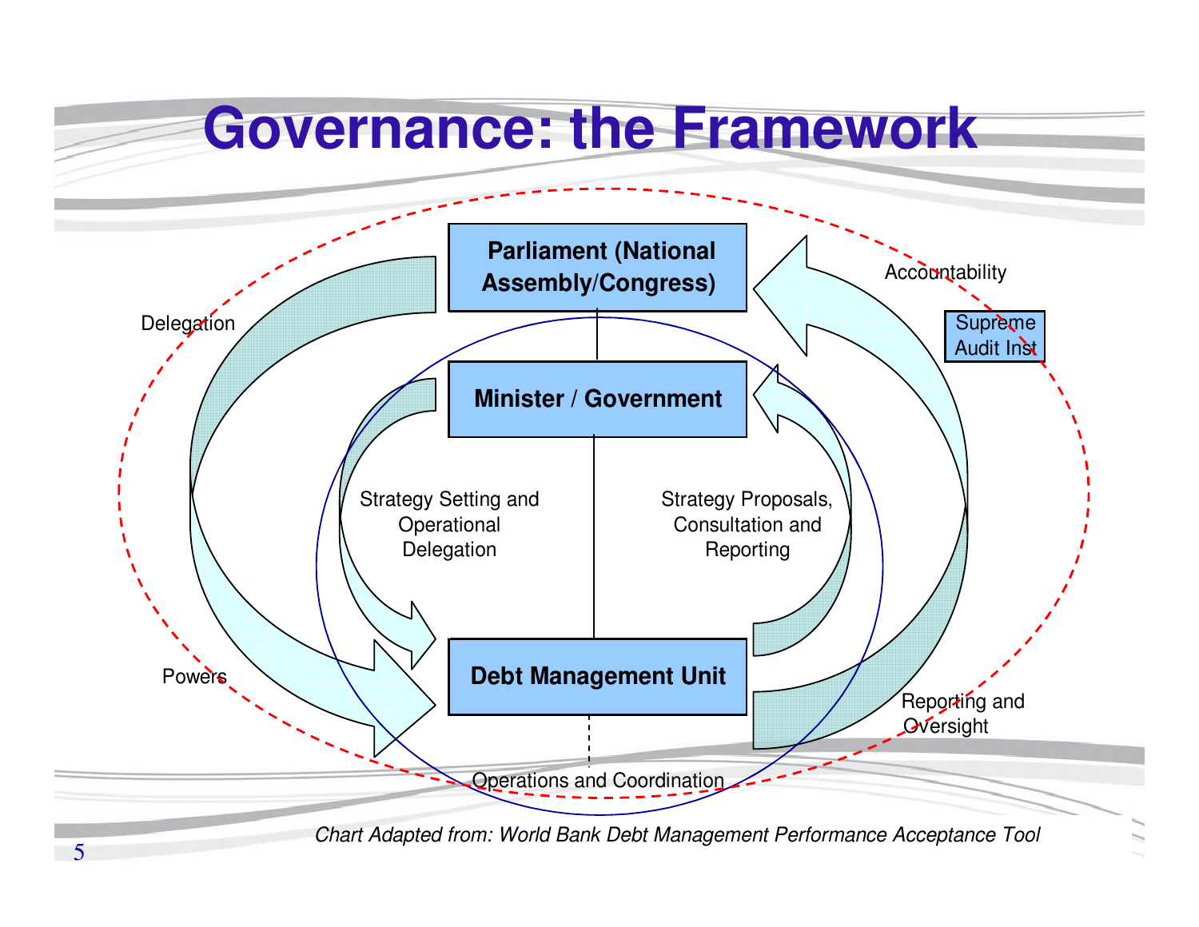# Governance: the Framework

Parliament (National Assembly/Congress)

Minister / Government

Debt Management Unit

Delegation

Powers

Accountability

Supreme Audit Inst

Strategy Setting and Operational Delegation

Strategy Proposals, Consultation and Reporting

Reporting and Oversight

Operations and Coordination

*Chart Adapted from: World Bank Debt Management Performance Acceptance Tool*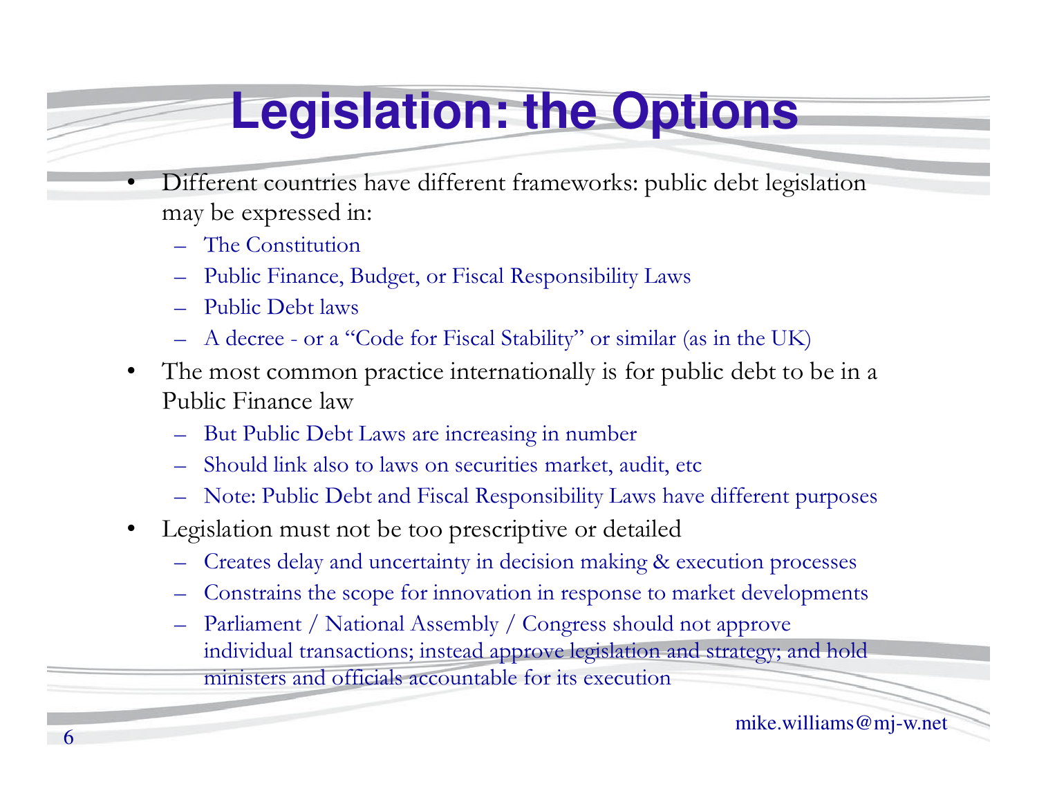# Legislation: the Options

- Different countries have different frameworks: public debt legislation may be expressed in:
  - The Constitution
  - Public Finance, Budget, or Fiscal Responsibility Laws
  - Public Debt laws
  - A decree - or a "Code for Fiscal Stability" or similar (as in the UK)
- The most common practice internationally is for public debt to be in a Public Finance law
  - But Public Debt Laws are increasing in number
  - Should link also to laws on securities market, audit, etc
  - Note: Public Debt and Fiscal Responsibility Laws have different purposes
- Legislation must not be too prescriptive or detailed
  - Creates delay and uncertainty in decision making & execution processes
  - Constrains the scope for innovation in response to market developments
  - Parliament / National Assembly / Congress should not approve individual transactions; instead approve legislation and strategy; and hold ministers and officials accountable for its execution

mike.williams@mj-w.net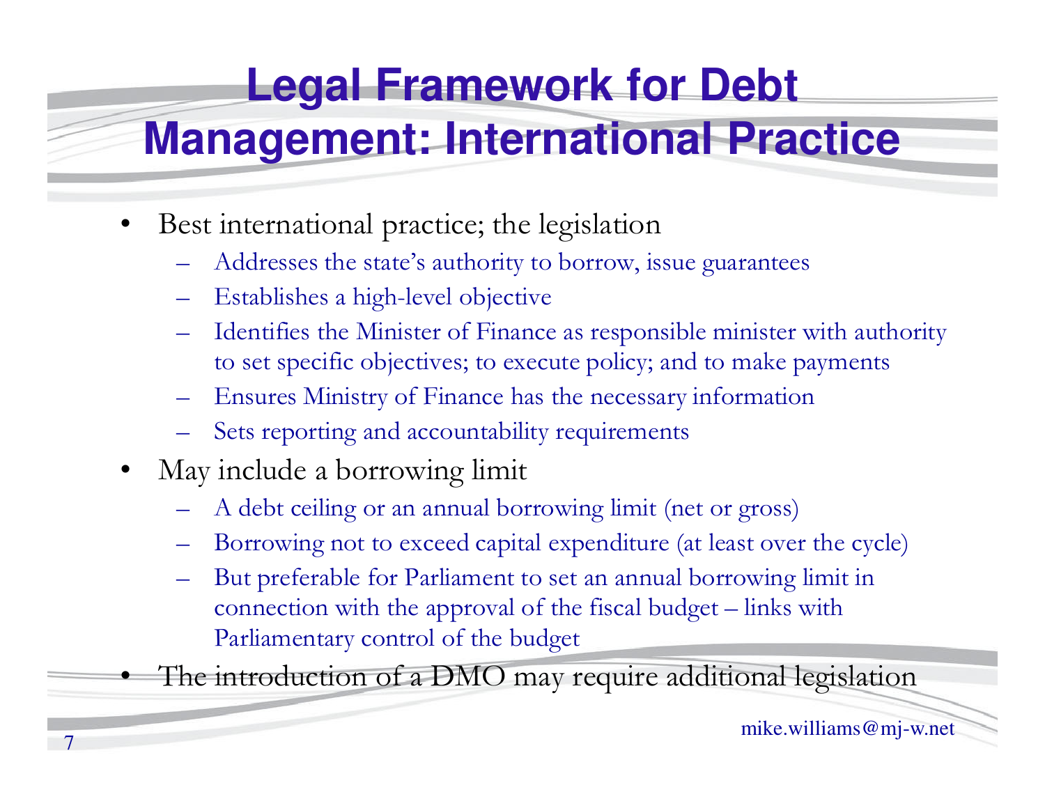# Legal Framework for Debt Management: International Practice

- Best international practice; the legislation
  - Addresses the state's authority to borrow, issue guarantees
  - Establishes a high-level objective
  - Identifies the Minister of Finance as responsible minister with authority to set specific objectives; to execute policy; and to make payments
  - Ensures Ministry of Finance has the necessary information
  - Sets reporting and accountability requirements
- May include a borrowing limit
  - A debt ceiling or an annual borrowing limit (net or gross)
  - Borrowing not to exceed capital expenditure (at least over the cycle)
  - But preferable for Parliament to set an annual borrowing limit in connection with the approval of the fiscal budget – links with Parliamentary control of the budget
- The introduction of a DMO may require additional legislation

mike.williams@mj-w.net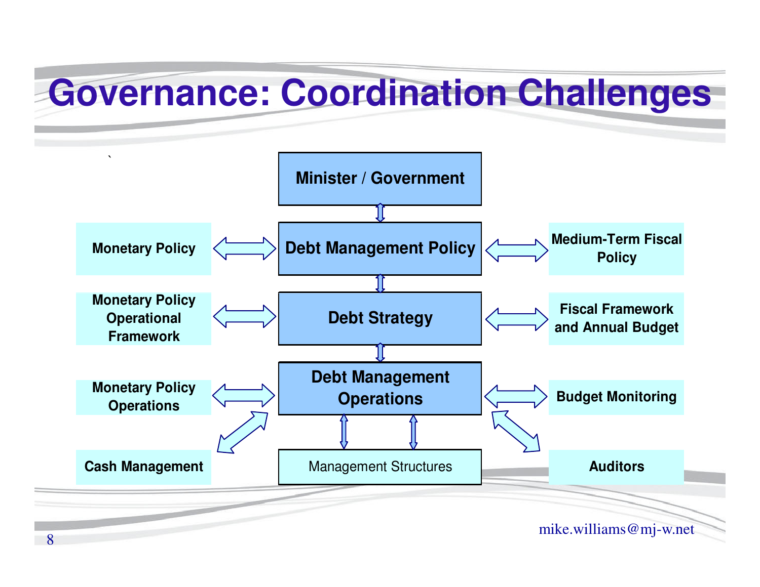# Governance: Coordination Challenges

- Minister / Government
- Monetary Policy ⟷ **Debt Management Policy** ⟷ Medium-Term Fiscal Policy
- Monetary Policy Operational Framework ⟷ **Debt Strategy** ⟷ Fiscal Framework and Annual Budget
- Monetary Policy Operations ⟷ **Debt Management Operations** ⟷ Budget Monitoring
- Cash Management ⟷ Debt Management Operations ⟷ Auditors
- Management Structures

mike.williams@mj-w.net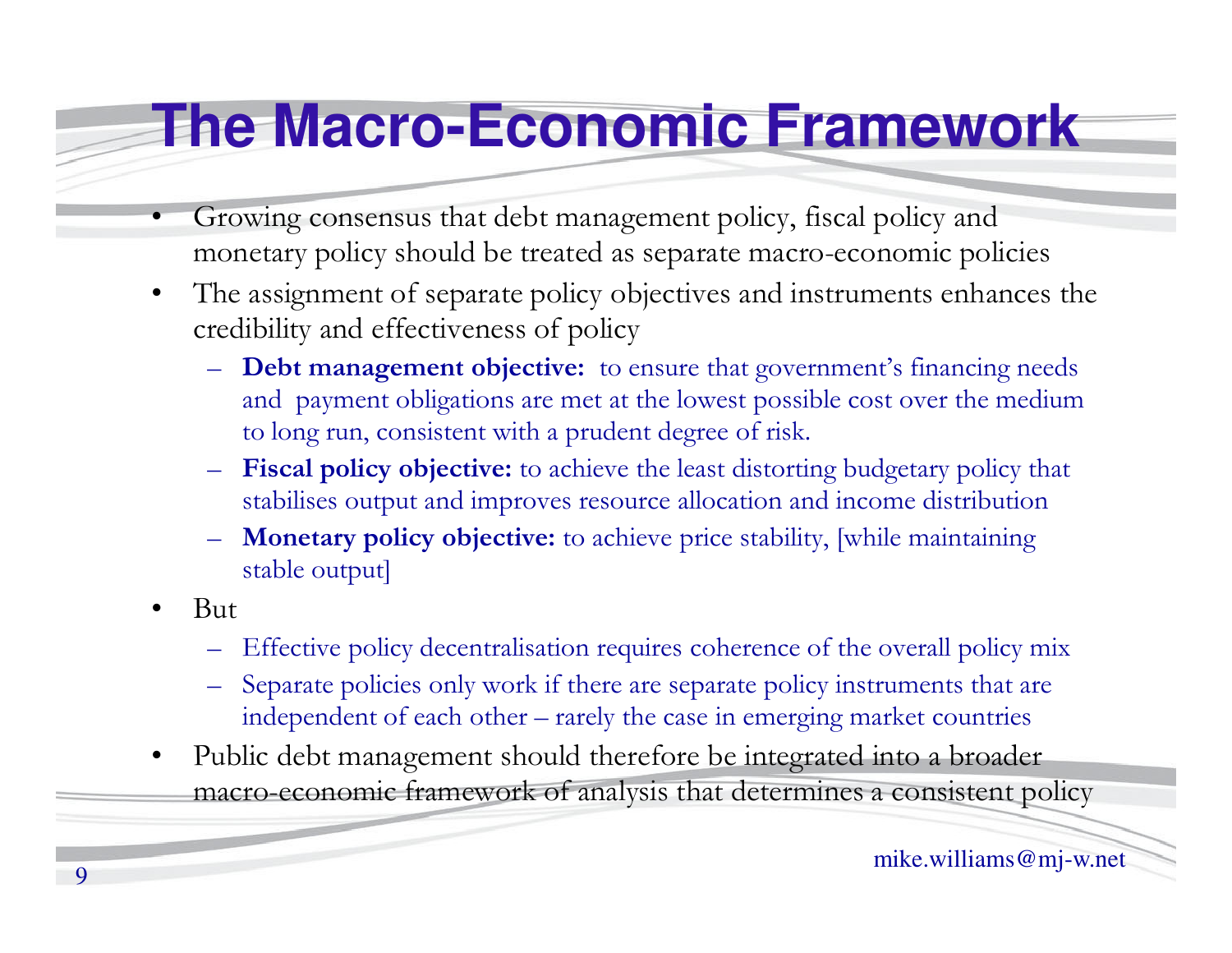# The Macro-Economic Framework

- Growing consensus that debt management policy, fiscal policy and monetary policy should be treated as separate macro-economic policies
- The assignment of separate policy objectives and instruments enhances the credibility and effectiveness of policy
  - **Debt management objective:** to ensure that government's financing needs and payment obligations are met at the lowest possible cost over the medium to long run, consistent with a prudent degree of risk.
  - **Fiscal policy objective:** to achieve the least distorting budgetary policy that stabilises output and improves resource allocation and income distribution
  - **Monetary policy objective:** to achieve price stability, [while maintaining stable output]
- But
  - Effective policy decentralisation requires coherence of the overall policy mix
  - Separate policies only work if there are separate policy instruments that are independent of each other – rarely the case in emerging market countries
- Public debt management should therefore be integrated into a broader macro-economic framework of analysis that determines a consistent policy

mike.williams@mj-w.net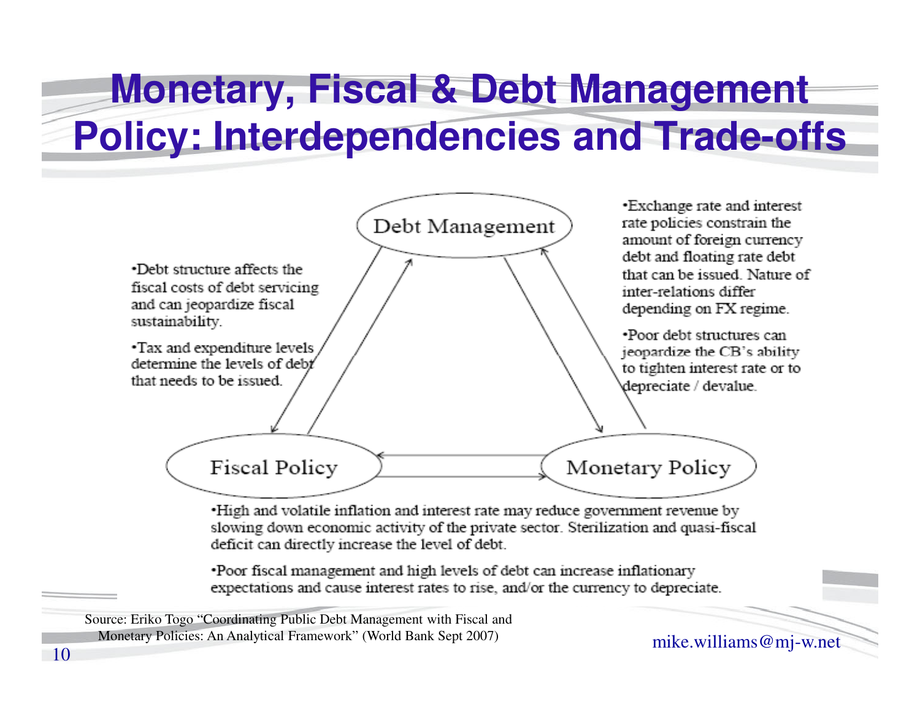# Monetary, Fiscal & Debt Management Policy: Interdependencies and Trade-offs

Debt Management

Fiscal Policy

Monetary Policy

- Debt structure affects the fiscal costs of debt servicing and can jeopardize fiscal sustainability.
- Tax and expenditure levels determine the levels of debt that needs to be issued.

- Exchange rate and interest rate policies constrain the amount of foreign currency debt and floating rate debt that can be issued. Nature of inter-relations differ depending on FX regime.
- Poor debt structures can jeopardize the CB's ability to tighten interest rate or to depreciate / devalue.

- High and volatile inflation and interest rate may reduce government revenue by slowing down economic activity of the private sector. Sterilization and quasi-fiscal deficit can directly increase the level of debt.
- Poor fiscal management and high levels of debt can increase inflationary expectations and cause interest rates to rise, and/or the currency to depreciate.

Source: Eriko Togo "Coordinating Public Debt Management with Fiscal and Monetary Policies: An Analytical Framework" (World Bank Sept 2007)

mike.williams@mj-w.net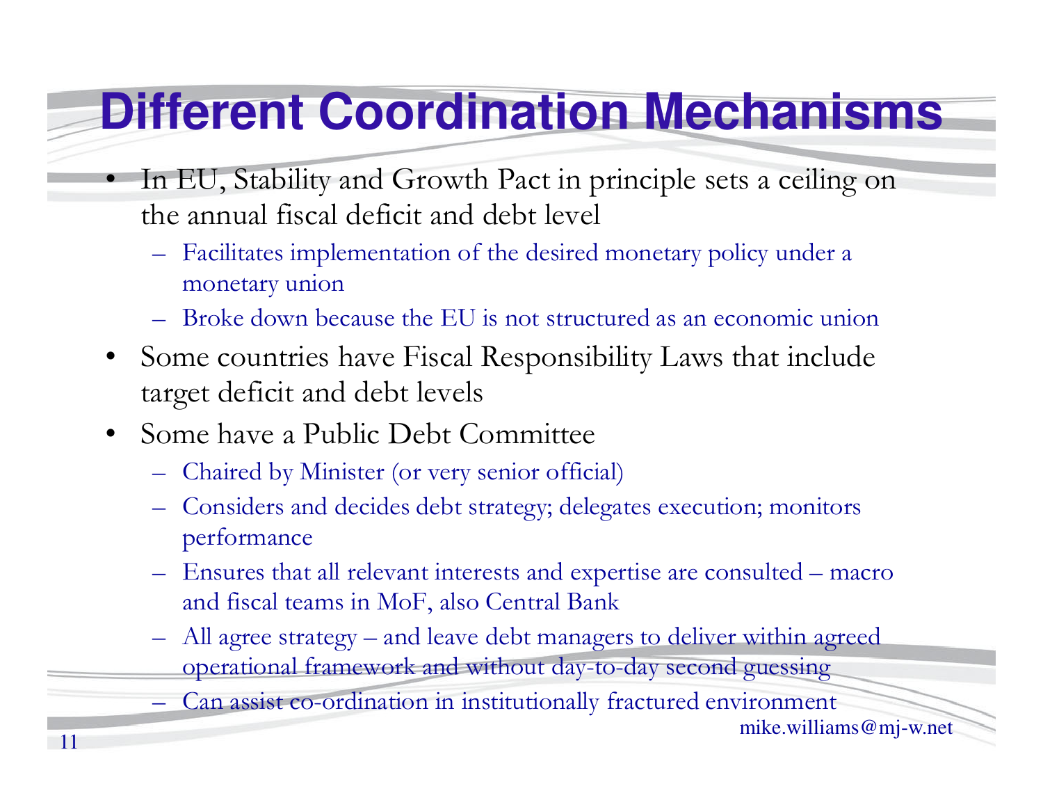# Different Coordination Mechanisms

- In EU, Stability and Growth Pact in principle sets a ceiling on the annual fiscal deficit and debt level
  - Facilitates implementation of the desired monetary policy under a monetary union
  - Broke down because the EU is not structured as an economic union
- Some countries have Fiscal Responsibility Laws that include target deficit and debt levels
- Some have a Public Debt Committee
  - Chaired by Minister (or very senior official)
  - Considers and decides debt strategy; delegates execution; monitors performance
  - Ensures that all relevant interests and expertise are consulted – macro and fiscal teams in MoF, also Central Bank
  - All agree strategy – and leave debt managers to deliver within agreed operational framework and without day-to-day second guessing
  - Can assist co-ordination in institutionally fractured environment

mike.williams@mj-w.net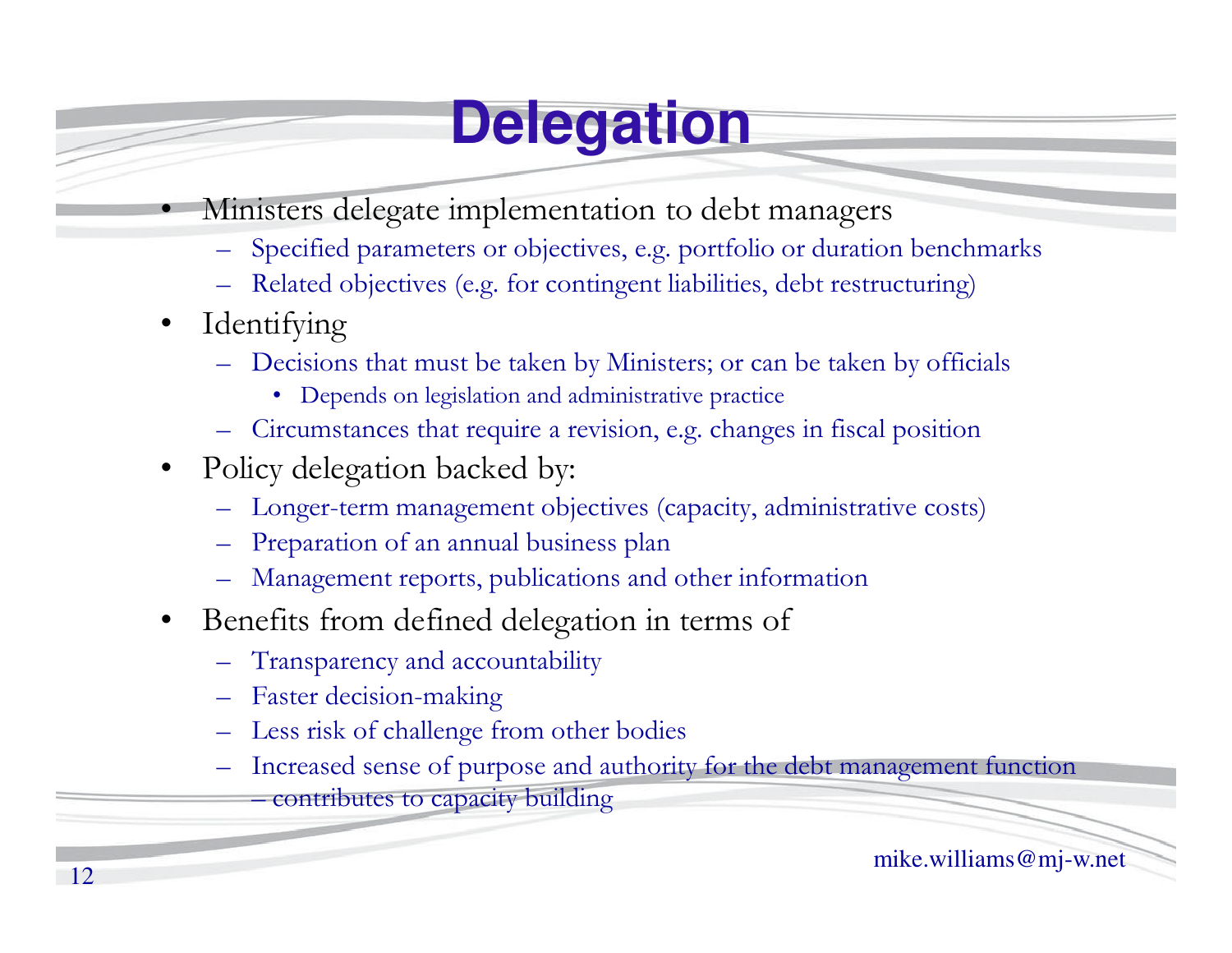# Delegation

- Ministers delegate implementation to debt managers
  - Specified parameters or objectives, e.g. portfolio or duration benchmarks
  - Related objectives (e.g. for contingent liabilities, debt restructuring)
- Identifying
  - Decisions that must be taken by Ministers; or can be taken by officials
    - Depends on legislation and administrative practice
  - Circumstances that require a revision, e.g. changes in fiscal position
- Policy delegation backed by:
  - Longer-term management objectives (capacity, administrative costs)
  - Preparation of an annual business plan
  - Management reports, publications and other information
- Benefits from defined delegation in terms of
  - Transparency and accountability
  - Faster decision-making
  - Less risk of challenge from other bodies
  - Increased sense of purpose and authority for the debt management function – contributes to capacity building

mike.williams@mj-w.net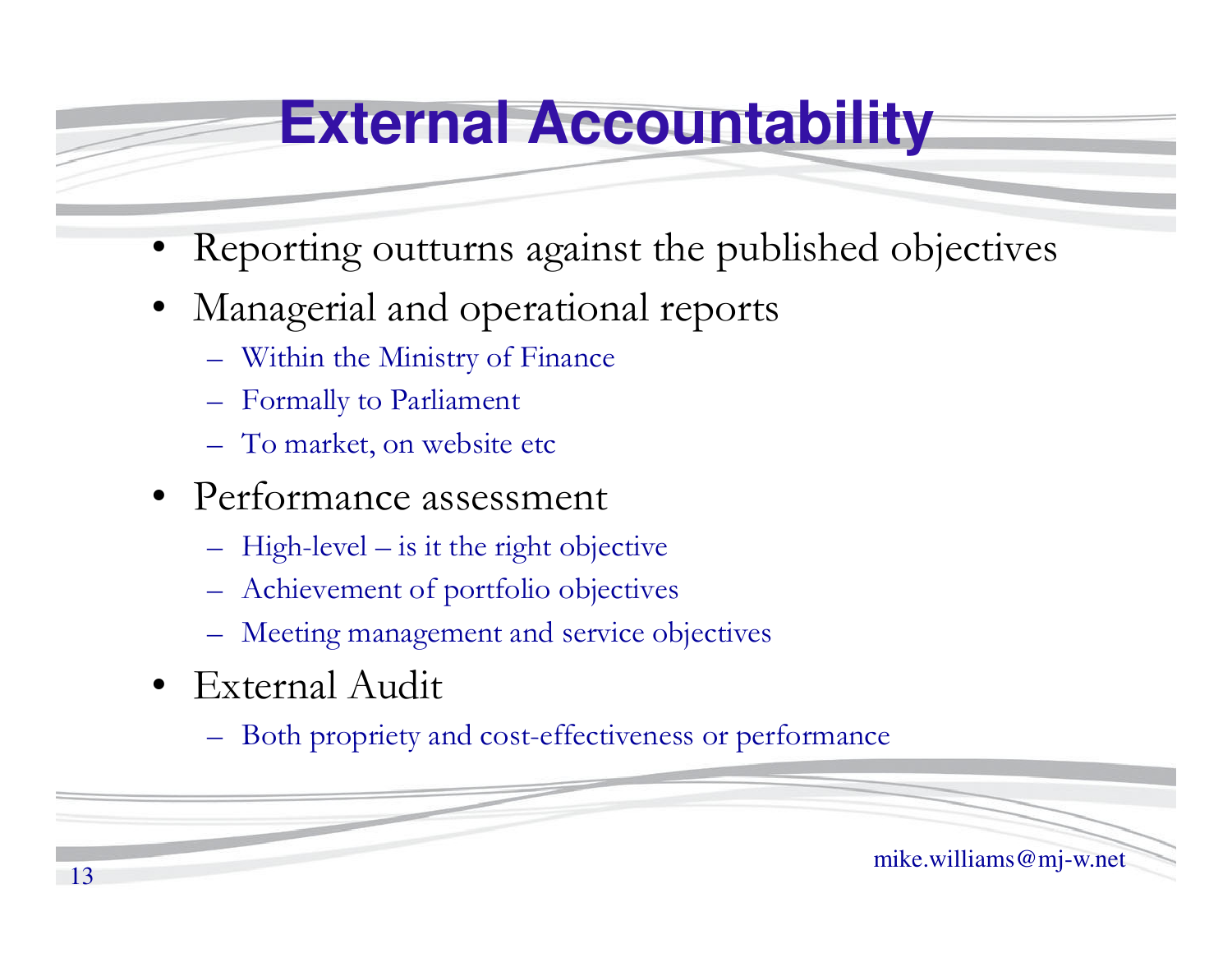# External Accountability

- Reporting outturns against the published objectives
- Managerial and operational reports
  - Within the Ministry of Finance
  - Formally to Parliament
  - To market, on website etc
- Performance assessment
  - High-level – is it the right objective
  - Achievement of portfolio objectives
  - Meeting management and service objectives
- External Audit
  - Both propriety and cost-effectiveness or performance

mike.williams@mj-w.net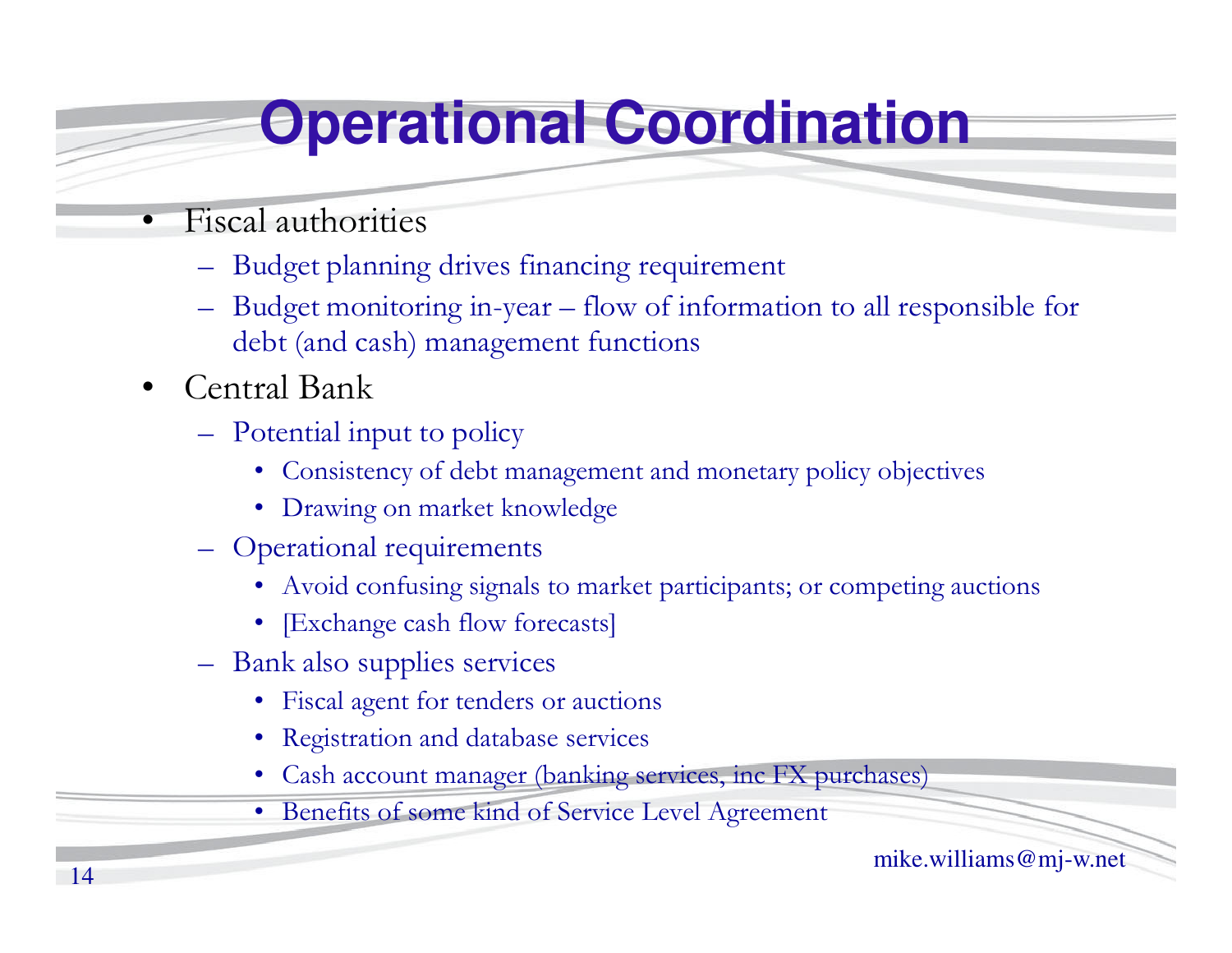# Operational Coordination

- Fiscal authorities
  - Budget planning drives financing requirement
  - Budget monitoring in-year – flow of information to all responsible for debt (and cash) management functions
- Central Bank
  - Potential input to policy
    - Consistency of debt management and monetary policy objectives
    - Drawing on market knowledge
  - Operational requirements
    - Avoid confusing signals to market participants; or competing auctions
    - [Exchange cash flow forecasts]
  - Bank also supplies services
    - Fiscal agent for tenders or auctions
    - Registration and database services
    - Cash account manager (banking services, inc FX purchases)
    - Benefits of some kind of Service Level Agreement

mike.williams@mj-w.net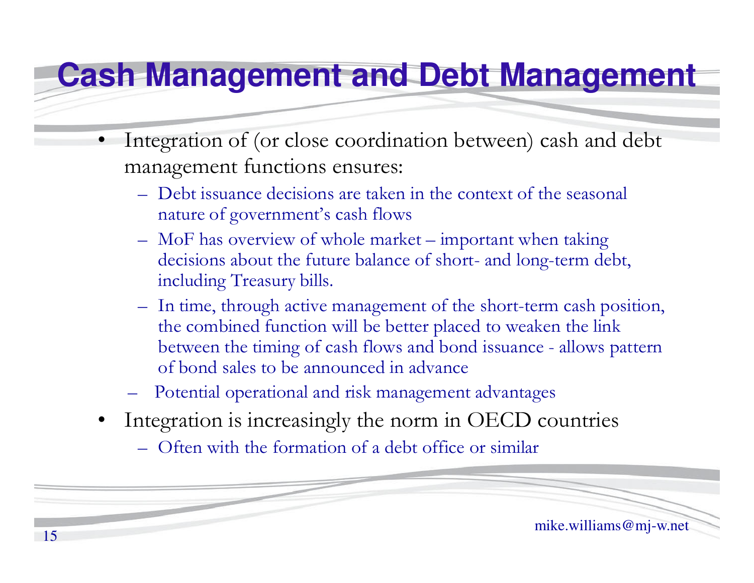# Cash Management and Debt Management

- Integration of (or close coordination between) cash and debt management functions ensures:
  - Debt issuance decisions are taken in the context of the seasonal nature of government's cash flows
  - MoF has overview of whole market – important when taking decisions about the future balance of short- and long-term debt, including Treasury bills.
  - In time, through active management of the short-term cash position, the combined function will be better placed to weaken the link between the timing of cash flows and bond issuance - allows pattern of bond sales to be announced in advance
  - Potential operational and risk management advantages
- Integration is increasingly the norm in OECD countries
  - Often with the formation of a debt office or similar

mike.williams@mj-w.net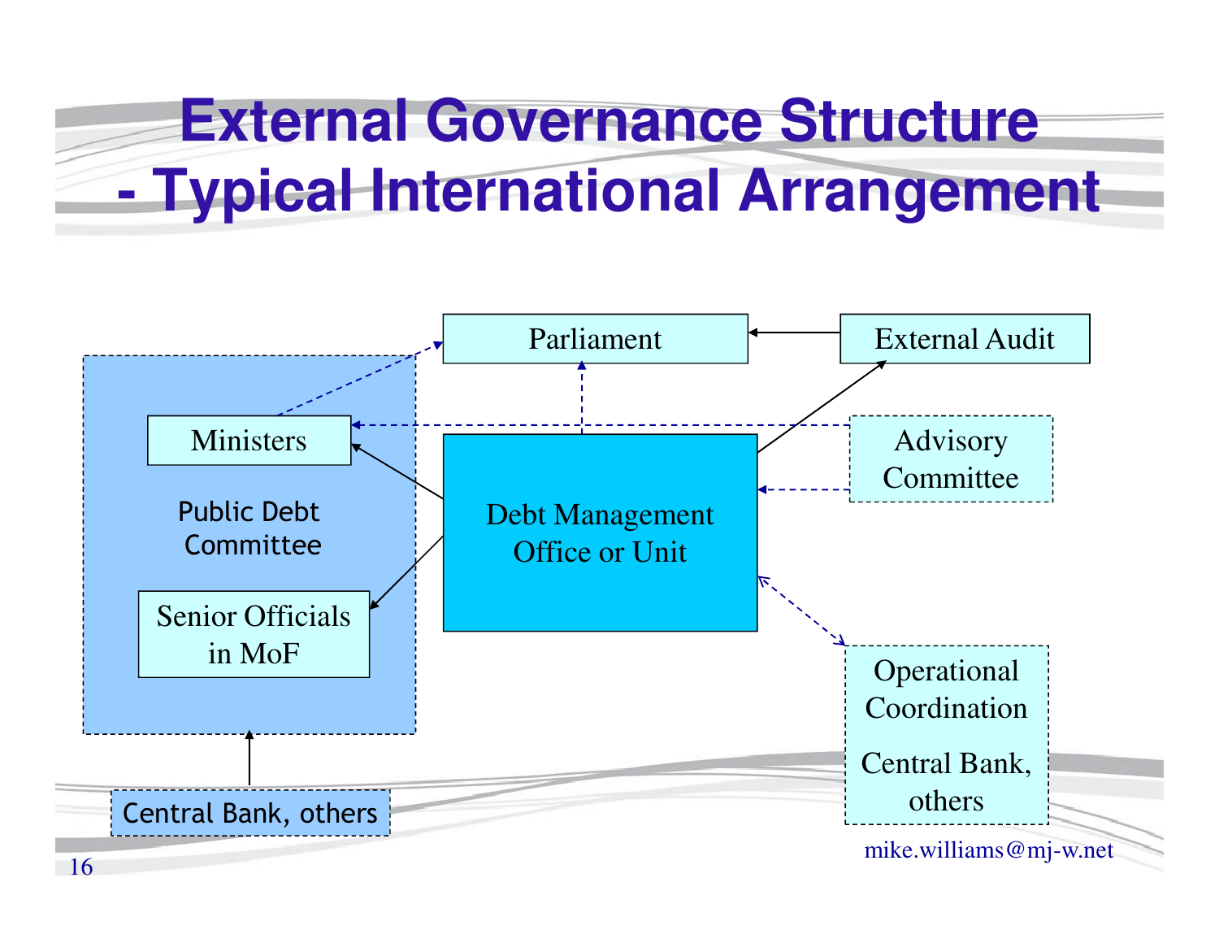# External Governance Structure - Typical International Arrangement

Parliament

External Audit

Ministers

Public Debt Committee

Senior Officials in MoF

Debt Management Office or Unit

Advisory Committee

Operational Coordination

Central Bank, others

Central Bank, others

mike.williams@mj-w.net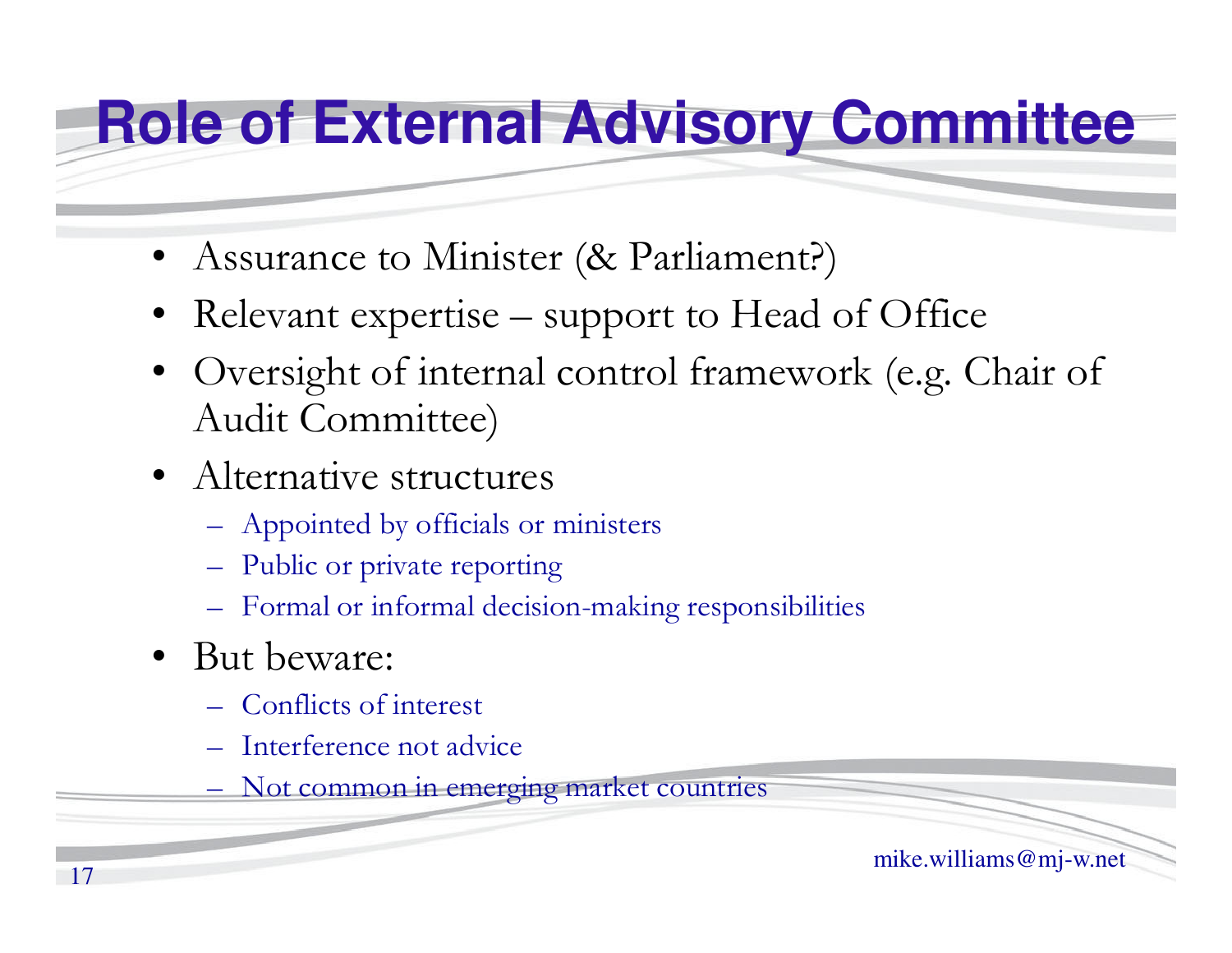# Role of External Advisory Committee

- Assurance to Minister (& Parliament?)
- Relevant expertise – support to Head of Office
- Oversight of internal control framework (e.g. Chair of Audit Committee)
- Alternative structures
  - Appointed by officials or ministers
  - Public or private reporting
  - Formal or informal decision-making responsibilities
- But beware:
  - Conflicts of interest
  - Interference not advice
  - Not common in emerging market countries

mike.williams@mj-w.net